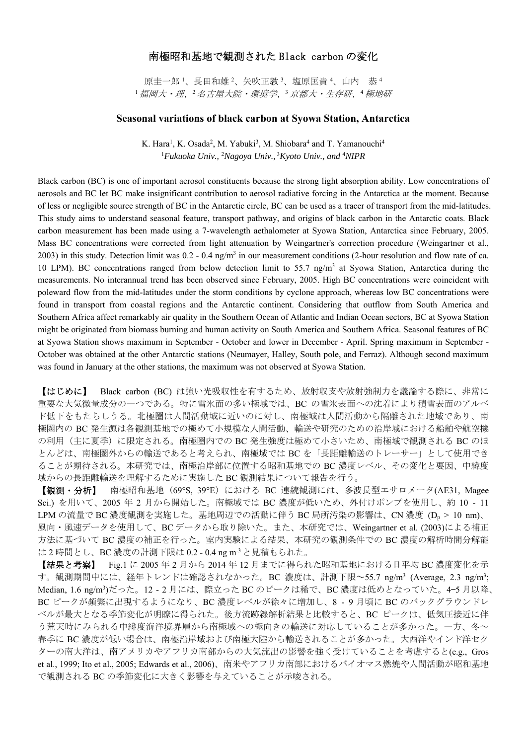# 南極昭和基地で観測された Black carbon の変化

原圭一郎[1]、長田和雄[2]、矢吹正教[3]、塩原匡貴[4]、山内　恭[4]

[1] *福岡大・理*、[2] *名古屋大院・環境学*、[3] *京都大・生存研*、[4] *極地研*

## Seasonal variations of black carbon at Syowa Station, Antarctica

K. Hara[1], K. Osada[2], M. Yabuki[3], M. Shiobara[4] and T. Yamanouchi[4]

[1]*Fukuoka Univ.,* [2]*Nagoya Univ.,* [3]*Kyoto Univ., and* [4]*NIPR*

Black carbon (BC) is one of important aerosol constituents because the strong light absorption ability. Low concentrations of aerosols and BC let BC make insignificant contribution to aerosol radiative forcing in the Antarctica at the moment. Because of less or negligible source strength of BC in the Antarctic circle, BC can be used as a tracer of transport from the mid-latitudes. This study aims to understand seasonal feature, transport pathway, and origins of black carbon in the Antarctic coats. Black carbon measurement has been made using a 7-wavelength aethalometer at Syowa Station, Antarctica since February, 2005. Mass BC concentrations were corrected from light attenuation by Weingartner's correction procedure (Weingartner et al., 2003) in this study. Detection limit was 0.2 - 0.4 ng/m$^3$ in our measurement conditions (2-hour resolution and flow rate of ca. 10 LPM). BC concentrations ranged from below detection limit to 55.7 ng/m$^3$ at Syowa Station, Antarctica during the measurements. No interannual trend has been observed since February, 2005. High BC concentrations were coincident with poleward flow from the mid-latitudes under the storm conditions by cyclone approach, whereas low BC concentrations were found in transport from coastal regions and the Antarctic continent. Considering that outflow from South America and Southern Africa affect remarkably air quality in the Southern Ocean of Atlantic and Indian Ocean sectors, BC at Syowa Station might be originated from biomass burning and human activity on South America and Southern Africa. Seasonal features of BC at Syowa Station shows maximum in September - October and lower in December - April. Spring maximum in September - October was obtained at the other Antarctic stations (Neumayer, Halley, South pole, and Ferraz). Although second maximum was found in January at the other stations, the maximum was not observed at Syowa Station.

**【はじめに】**　Black carbon (BC) は強い光吸収性を有するため、放射収支や放射強制力を議論する際に、非常に重要な大気微量成分の一つである。特に雪氷面の多い極域では、BC の雪氷表面への沈着により積雪表面のアルベド低下をもたらしうる。北極圏は人間活動域に近いのに対し、南極域は人間活動から隔離された地域であり、南極圏内の BC 発生源は各観測基地での極めて小規模な人間活動、輸送や研究のための沿岸域における船舶や航空機の利用（主に夏季）に限定される。南極圏内での BC 発生強度は極めて小さいため、南極域で観測される BC のほとんどは、南極圏外からの輸送であると考えられ、南極域では BC を「長距離輸送のトレーサー」として使用できることが期待される。本研究では、南極沿岸部に位置する昭和基地での BC 濃度レベル、その変化と要因、中緯度域からの長距離輸送を理解するために実施した BC 観測結果について報告を行う。

**【観測・分析】**　南極昭和基地（69°S, 39°E）における BC 連続観測には、多波長型エサロメータ(AE31, Magee Sci.) を用いて、2005 年 2 月から開始した。南極域では BC 濃度が低いため、外付けポンプを使用し、約 10 - 11 LPM の流量で BC 濃度観測を実施した。基地周辺での活動に伴う BC 局所汚染の影響は、CN 濃度 ($D_p$ > 10 nm)、風向・風速データを使用して、BC データから取り除いた。また、本研究では、Weingartner et al. (2003)による補正方法に基づいて BC 濃度の補正を行った。室内実験による結果、本研究の観測条件での BC 濃度の解析時間分解能は 2 時間とし、BC 濃度の計測下限は 0.2 - 0.4 ng m$^{-3}$ と見積もられた。

**【結果と考察】**　Fig.1 に 2005 年 2 月から 2014 年 12 月までに得られた昭和基地における日平均 BC 濃度変化を示す。観測期間中には、経年トレンドは確認されなかった。BC 濃度は、計測下限～55.7 ng/m$^3$ (Average, 2.3 ng/m$^3$; Median, 1.6 ng/m$^3$)だった。12 - 2 月には、際立った BC のピークは稀で、BC 濃度は低めとなっていた。4−5 月以降、BC ピークが頻繁に出現するようになり、BC 濃度レベルが徐々に増加し、8 - 9 月頃に BC のバックグラウンドレベルが最大となる季節変化が明瞭に得られた。後方流跡線解析結果と比較すると、BC ピークは、低気圧接近に伴う荒天時にみられる中緯度海洋境界層から南極域への極向きの輸送に対応していることが多かった。一方、冬～春季に BC 濃度が低い場合は、南極沿岸域および南極大陸から輸送されることが多かった。大西洋やインド洋セクターの南大洋は、南アメリカやアフリカ南部からの大気流出の影響を強く受けていることを考慮すると(e.g., Gros et al., 1999; Ito et al., 2005; Edwards et al., 2006)、南米やアフリカ南部におけるバイオマス燃焼や人間活動が昭和基地で観測される BC の季節変化に大きく影響を与えていることが示唆される。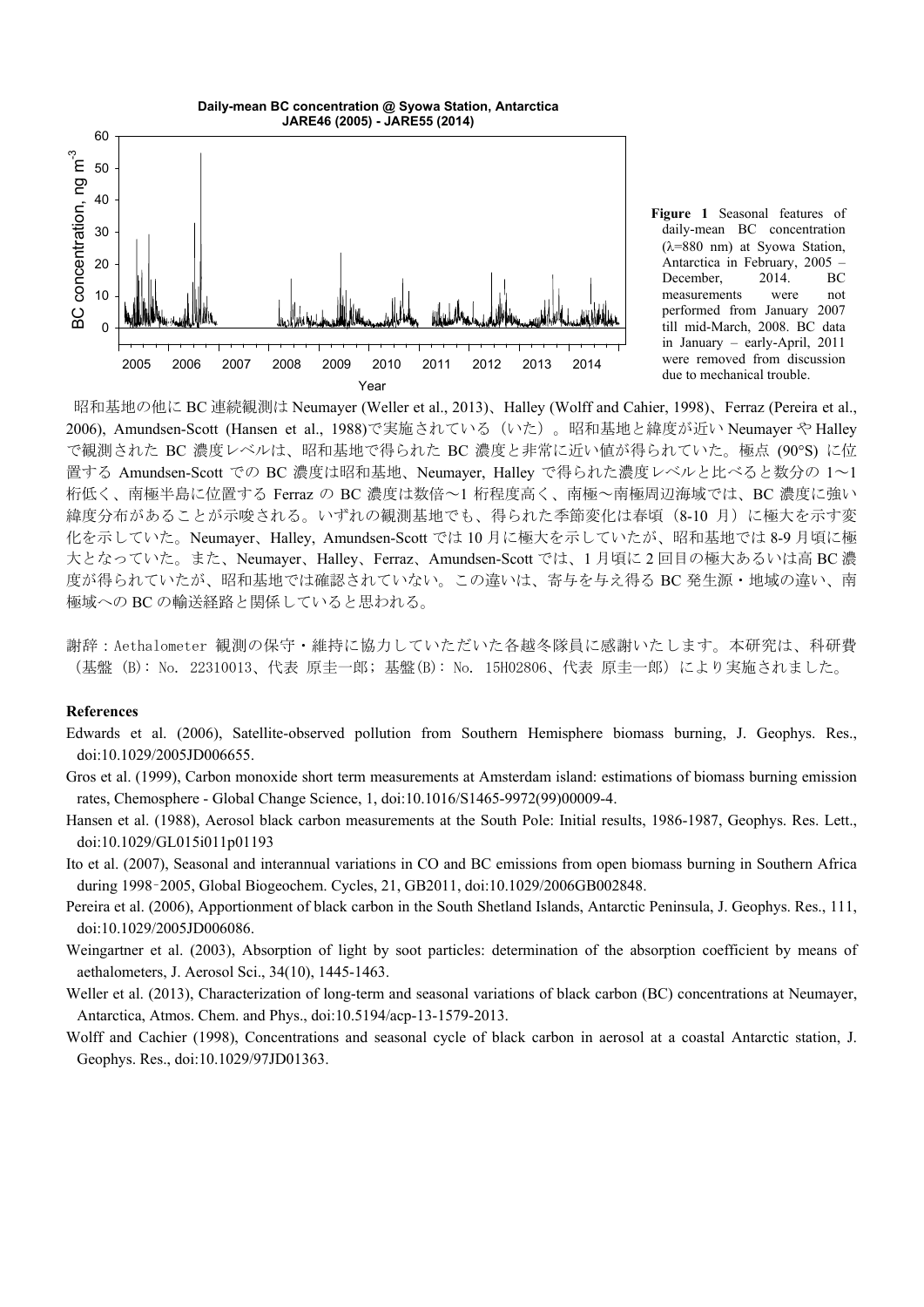Daily-mean BC concentration @ Syowa Station, Antarctica
JARE46 (2005) - JARE55 (2014)

BC concentration, ng m$^{-3}$

0
10
20
30
40
50
60

2005 2006 2007 2008 2009 2010 2011 2012 2013 2014

Year

**Figure 1** Seasonal features of daily-mean BC concentration (λ=880 nm) at Syowa Station, Antarctica in February, 2005 – December, 2014. BC measurements were not performed from January 2007 till mid-March, 2008. BC data in January – early-April, 2011 were removed from discussion due to mechanical trouble.

昭和基地の他に BC 連続観測は Neumayer (Weller et al., 2013)、Halley (Wolff and Cahier, 1998)、Ferraz (Pereira et al., 2006), Amundsen-Scott (Hansen et al., 1988)で実施されている（いた）。昭和基地と緯度が近い Neumayer や Halley で観測された BC 濃度レベルは、昭和基地で得られた BC 濃度と非常に近い値が得られていた。極点 (90°S) に位置する Amundsen-Scott での BC 濃度は昭和基地、Neumayer, Halley で得られた濃度レベルと比べると数分の 1～1 桁低く、南極半島に位置する Ferraz の BC 濃度は数倍～1 桁程度高く、南極～南極周辺海域では、BC 濃度に強い緯度分布があることが示唆される。いずれの観測基地でも、得られた季節変化は春頃（8-10 月）に極大を示す変化を示していた。Neumayer、Halley, Amundsen-Scott では 10 月に極大を示していたが、昭和基地では 8-9 月頃に極大となっていた。また、Neumayer、Halley、Ferraz、Amundsen-Scott では、1 月頃に 2 回目の極大あるいは高 BC 濃度が得られていたが、昭和基地では確認されていない。この違いは、寄与を与え得る BC 発生源・地域の違い、南極域への BC の輸送経路と関係していると思われる。

謝辞：Aethalometer 観測の保守・維持に協力していただいた各越冬隊員に感謝いたします。本研究は、科研費（基盤 (B): No. 22310013、代表 原圭一郎；基盤(B): No. 15H02806、代表 原圭一郎）により実施されました。

**References**

Edwards et al. (2006), Satellite-observed pollution from Southern Hemisphere biomass burning, J. Geophys. Res., doi:10.1029/2005JD006655.

Gros et al. (1999), Carbon monoxide short term measurements at Amsterdam island: estimations of biomass burning emission rates, Chemosphere - Global Change Science, 1, doi:10.1016/S1465-9972(99)00009-4.

Hansen et al. (1988), Aerosol black carbon measurements at the South Pole: Initial results, 1986-1987, Geophys. Res. Lett., doi:10.1029/GL015i011p01193

Ito et al. (2007), Seasonal and interannual variations in CO and BC emissions from open biomass burning in Southern Africa during 1998–2005, Global Biogeochem. Cycles, 21, GB2011, doi:10.1029/2006GB002848.

Pereira et al. (2006), Apportionment of black carbon in the South Shetland Islands, Antarctic Peninsula, J. Geophys. Res., 111, doi:10.1029/2005JD006086.

Weingartner et al. (2003), Absorption of light by soot particles: determination of the absorption coefficient by means of aethalometers, J. Aerosol Sci., 34(10), 1445-1463.

Weller et al. (2013), Characterization of long-term and seasonal variations of black carbon (BC) concentrations at Neumayer, Antarctica, Atmos. Chem. and Phys., doi:10.5194/acp-13-1579-2013.

Wolff and Cachier (1998), Concentrations and seasonal cycle of black carbon in aerosol at a coastal Antarctic station, J. Geophys. Res., doi:10.1029/97JD01363.